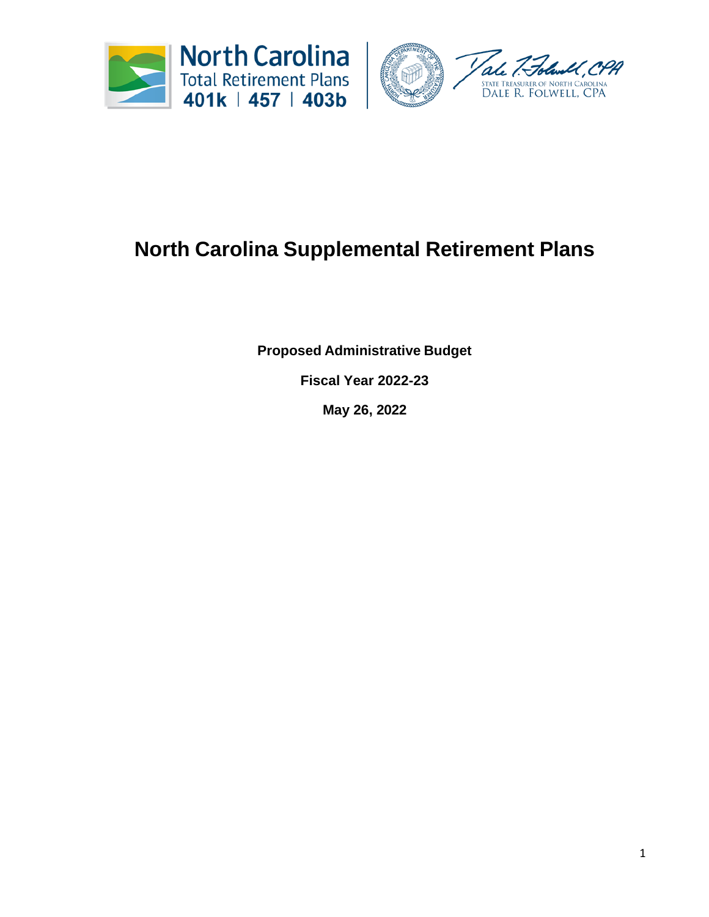North Carolina
Total Retirement Plans
401k | 457 | 403b

STATE TREASURER OF NORTH CAROLINA
DALE R. FOLWELL, CPA

# North Carolina Supplemental Retirement Plans

**Proposed Administrative Budget**

**Fiscal Year 2022-23**

**May 26, 2022**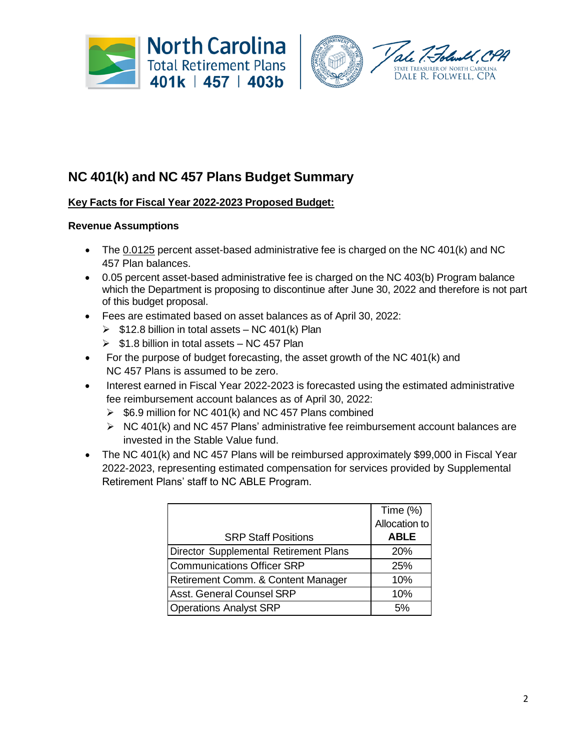## NC 401(k) and NC 457 Plans Budget Summary

**Key Facts for Fiscal Year 2022-2023 Proposed Budget:**

**Revenue Assumptions**

- The 0.0125 percent asset-based administrative fee is charged on the NC 401(k) and NC 457 Plan balances.
- 0.05 percent asset-based administrative fee is charged on the NC 403(b) Program balance which the Department is proposing to discontinue after June 30, 2022 and therefore is not part of this budget proposal.
- Fees are estimated based on asset balances as of April 30, 2022:
  - $12.8 billion in total assets – NC 401(k) Plan
  - $1.8 billion in total assets – NC 457 Plan
- For the purpose of budget forecasting, the asset growth of the NC 401(k) and NC 457 Plans is assumed to be zero.
- Interest earned in Fiscal Year 2022-2023 is forecasted using the estimated administrative fee reimbursement account balances as of April 30, 2022:
  - $6.9 million for NC 401(k) and NC 457 Plans combined
  - NC 401(k) and NC 457 Plans' administrative fee reimbursement account balances are invested in the Stable Value fund.
- The NC 401(k) and NC 457 Plans will be reimbursed approximately $99,000 in Fiscal Year 2022-2023, representing estimated compensation for services provided by Supplemental Retirement Plans' staff to NC ABLE Program.

| SRP Staff Positions | Time (%) Allocation to **ABLE** |
|---|---|
| Director Supplemental Retirement Plans | 20% |
| Communications Officer SRP | 25% |
| Retirement Comm. & Content Manager | 10% |
| Asst. General Counsel SRP | 10% |
| Operations Analyst SRP | 5% |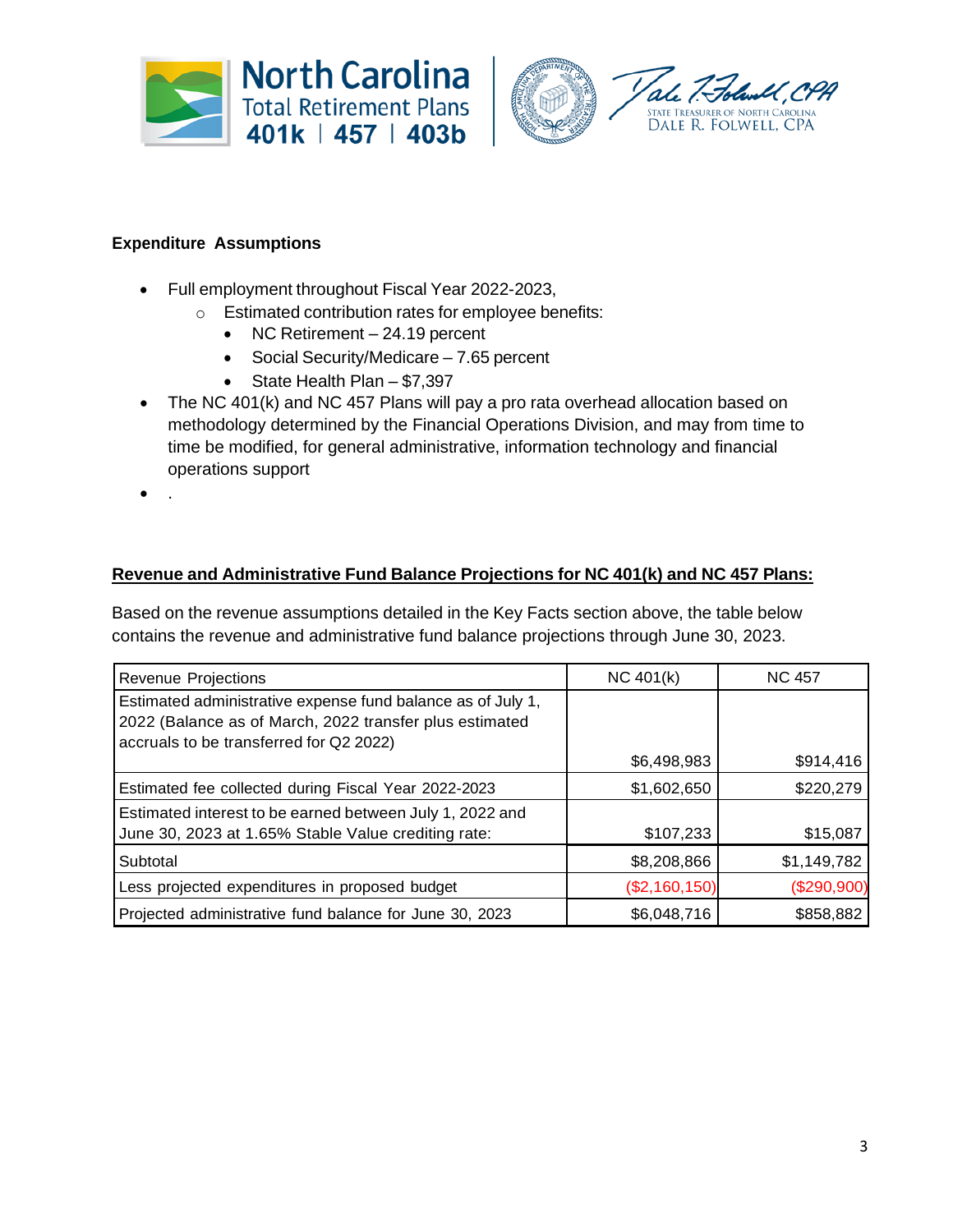**Expenditure Assumptions**

- Full employment throughout Fiscal Year 2022-2023,
  - Estimated contribution rates for employee benefits:
    - NC Retirement – 24.19 percent
    - Social Security/Medicare – 7.65 percent
    - State Health Plan – $7,397
- The NC 401(k) and NC 457 Plans will pay a pro rata overhead allocation based on methodology determined by the Financial Operations Division, and may from time to time be modified, for general administrative, information technology and financial operations support
- .

**Revenue and Administrative Fund Balance Projections for NC 401(k) and NC 457 Plans:**

Based on the revenue assumptions detailed in the Key Facts section above, the table below contains the revenue and administrative fund balance projections through June 30, 2023.

| Revenue Projections | NC 401(k) | NC 457 |
|---|---|---|
| Estimated administrative expense fund balance as of July 1, 2022 (Balance as of March, 2022 transfer plus estimated accruals to be transferred for Q2 2022) | $6,498,983 | $914,416 |
| Estimated fee collected during Fiscal Year 2022-2023 | $1,602,650 | $220,279 |
| Estimated interest to be earned between July 1, 2022 and June 30, 2023 at 1.65% Stable Value crediting rate: | $107,233 | $15,087 |
| Subtotal | $8,208,866 | $1,149,782 |
| Less projected expenditures in proposed budget | ($2,160,150) | ($290,900) |
| Projected administrative fund balance for June 30, 2023 | $6,048,716 | $858,882 |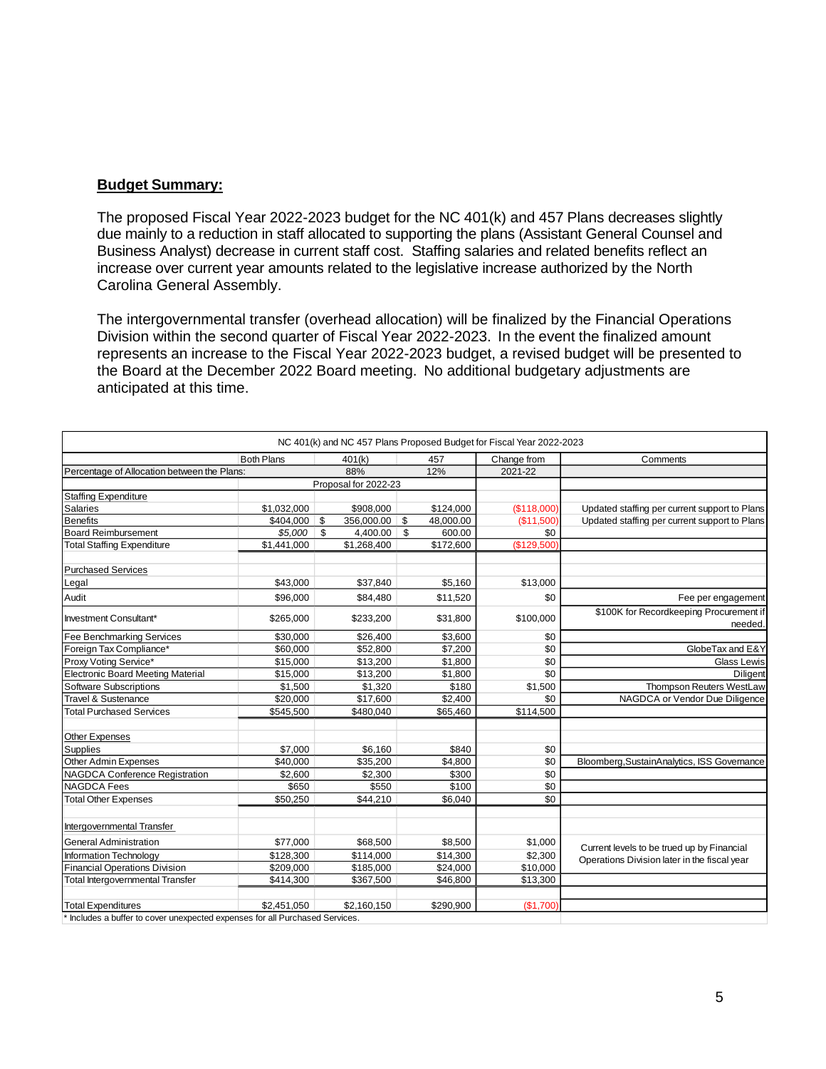## Budget Summary:

The proposed Fiscal Year 2022-2023 budget for the NC 401(k) and 457 Plans decreases slightly due mainly to a reduction in staff allocated to supporting the plans (Assistant General Counsel and Business Analyst) decrease in current staff cost. Staffing salaries and related benefits reflect an increase over current year amounts related to the legislative increase authorized by the North Carolina General Assembly.

The intergovernmental transfer (overhead allocation) will be finalized by the Financial Operations Division within the second quarter of Fiscal Year 2022-2023. In the event the finalized amount represents an increase to the Fiscal Year 2022-2023 budget, a revised budget will be presented to the Board at the December 2022 Board meeting. No additional budgetary adjustments are anticipated at this time.

| NC 401(k) and NC 457 Plans Proposed Budget for Fiscal Year 2022-2023 | | | | | |
|---|---|---|---|---|---|
| | Both Plans | 401(k) | 457 | Change from | Comments |
| Percentage of Allocation between the Plans: | | 88% | 12% | 2021-22 | |
| | | Proposal for 2022-23 | | | |
| Staffing Expenditure | | | | | |
| Salaries | $1,032,000 | $908,000 | $124,000 | ($118,000) | Updated staffing per current support to Plans |
| Benefits | $404,000 | $ 356,000.00 | $ 48,000.00 | ($11,500) | Updated staffing per current support to Plans |
| Board Reimbursement | *$5,000* | $ 4,400.00 | $ 600.00 | $0 | |
| Total Staffing Expenditure | $1,441,000 | $1,268,400 | $172,600 | ($129,500) | |
| | | | | | |
| Purchased Services | | | | | |
| Legal | $43,000 | $37,840 | $5,160 | $13,000 | |
| Audit | $96,000 | $84,480 | $11,520 | $0 | Fee per engagement |
| Investment Consultant* | $265,000 | $233,200 | $31,800 | $100,000 | $100K for Recordkeeping Procurement if needed. |
| Fee Benchmarking Services | $30,000 | $26,400 | $3,600 | $0 | |
| Foreign Tax Compliance* | $60,000 | $52,800 | $7,200 | $0 | GlobeTax and E&Y |
| Proxy Voting Service* | $15,000 | $13,200 | $1,800 | $0 | Glass Lewis |
| Electronic Board Meeting Material | $15,000 | $13,200 | $1,800 | $0 | Diligent |
| Software Subscriptions | $1,500 | $1,320 | $180 | $1,500 | Thompson Reuters WestLaw |
| Travel & Sustenance | $20,000 | $17,600 | $2,400 | $0 | NAGDCA or Vendor Due Diligence |
| Total Purchased Services | $545,500 | $480,040 | $65,460 | $114,500 | |
| | | | | | |
| Other Expenses | | | | | |
| Supplies | $7,000 | $6,160 | $840 | $0 | |
| Other Admin Expenses | $40,000 | $35,200 | $4,800 | $0 | Bloomberg,SustainAnalytics, ISS Governance |
| NAGDCA Conference Registration | $2,600 | $2,300 | $300 | $0 | |
| NAGDCA Fees | $650 | $550 | $100 | $0 | |
| Total Other Expenses | $50,250 | $44,210 | $6,040 | $0 | |
| | | | | | |
| Intergovernmental Transfer | | | | | |
| General Administration | $77,000 | $68,500 | $8,500 | $1,000 | Current levels to be trued up by Financial Operations Division later in the fiscal year |
| Information Technology | $128,300 | $114,000 | $14,300 | $2,300 | |
| Financial Operations Division | $209,000 | $185,000 | $24,000 | $10,000 | |
| Total Intergovernmental Transfer | $414,300 | $367,500 | $46,800 | $13,300 | |
| | | | | | |
| Total Expenditures | $2,451,050 | $2,160,150 | $290,900 | ($1,700) | |

\* Includes a buffer to cover unexpected expenses for all Purchased Services.